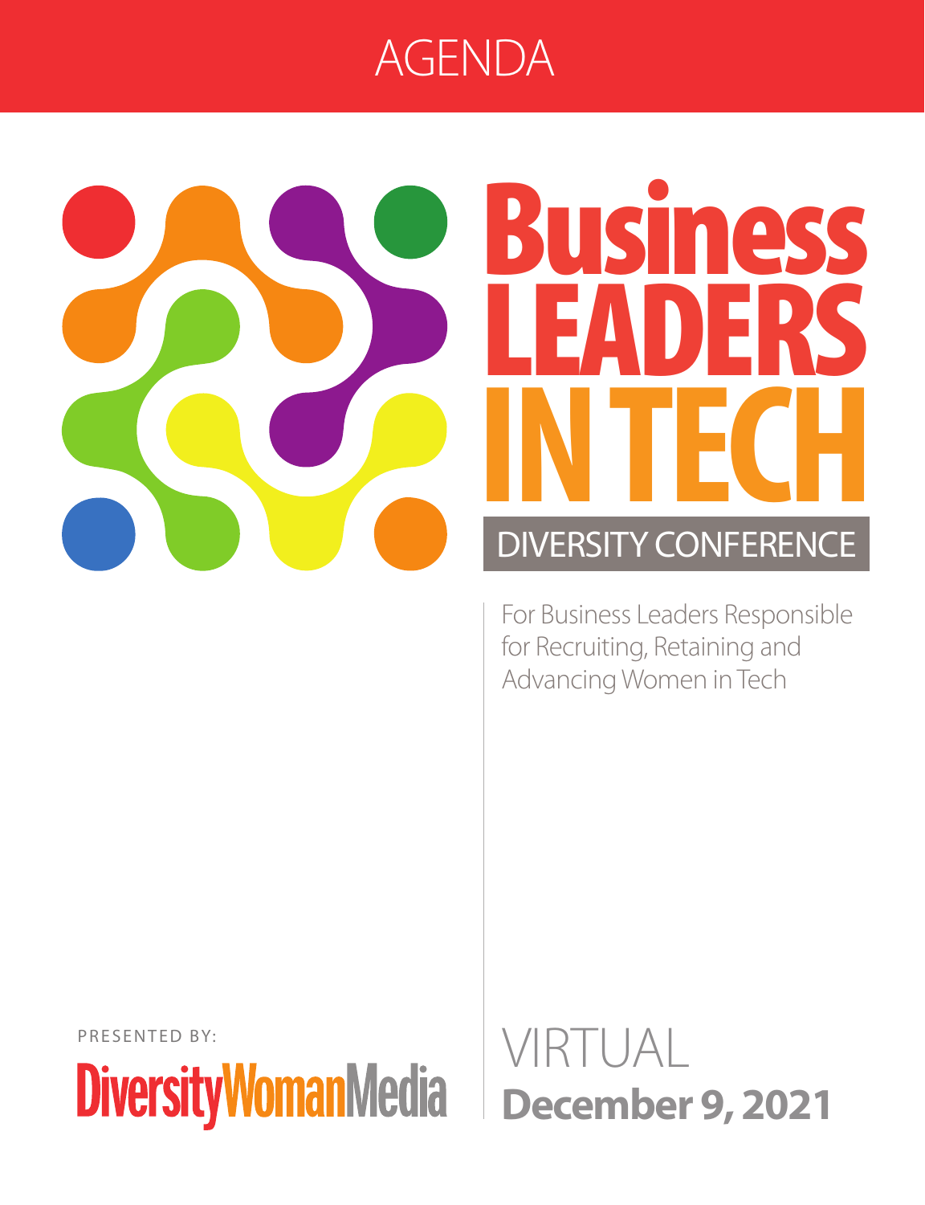# AGENDA

# Business LEADERS IN TECH

## DIVERSITY CONFERENCE

For Business Leaders Responsible for Recruiting, Retaining and Advancing Women in Tech

PRESENTED BY:

DiversityWomanMedia

VIRTUAL

**December 9, 2021**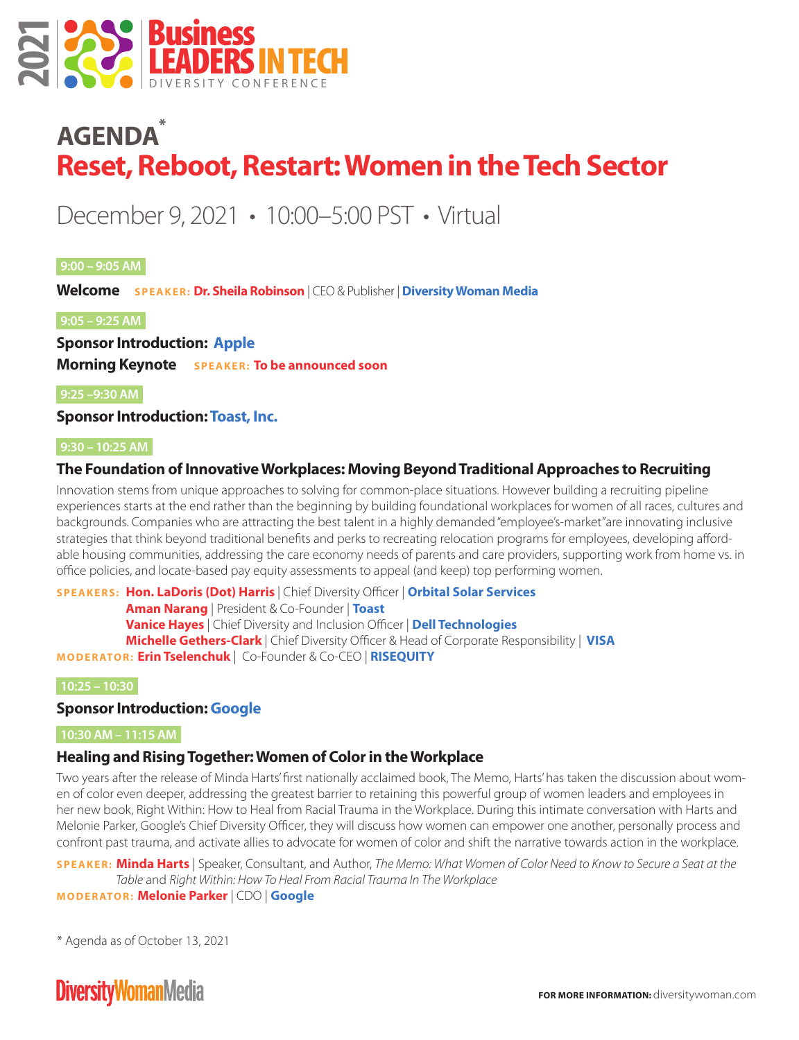2021 **Business LEADERS IN TECH** DIVERSITY CONFERENCE

# AGENDA*

## Reset, Reboot, Restart: Women in the Tech Sector

December 9, 2021 • 10:00–5:00 PST • Virtual

**9:00 – 9:05 AM**

**Welcome** SPEAKER: **Dr. Sheila Robinson** | CEO & Publisher | **Diversity Woman Media**

**9:05 – 9:25 AM**

**Sponsor Introduction: Apple**

**Morning Keynote** SPEAKER: **To be announced soon**

**9:25 –9:30 AM**

**Sponsor Introduction: Toast, Inc.**

**9:30 – 10:25 AM**

### The Foundation of Innovative Workplaces: Moving Beyond Traditional Approaches to Recruiting

Innovation stems from unique approaches to solving for common-place situations. However building a recruiting pipeline experiences starts at the end rather than the beginning by building foundational workplaces for women of all races, cultures and backgrounds. Companies who are attracting the best talent in a highly demanded "employee's-market" are innovating inclusive strategies that think beyond traditional benefits and perks to recreating relocation programs for employees, developing affordable housing communities, addressing the care economy needs of parents and care providers, supporting work from home vs. in office policies, and locate-based pay equity assessments to appeal (and keep) top performing women.

SPEAKERS: **Hon. LaDoris (Dot) Harris** | Chief Diversity Officer | **Orbital Solar Services**
**Aman Narang** | President & Co-Founder | **Toast**
**Vanice Hayes** | Chief Diversity and Inclusion Officer | **Dell Technologies**
**Michelle Gethers-Clark** | Chief Diversity Officer & Head of Corporate Responsibility | **VISA**
MODERATOR: **Erin Tselenchuk** | Co-Founder & Co-CEO | **RISEQUITY**

**10:25 – 10:30**

**Sponsor Introduction: Google**

**10:30 AM – 11:15 AM**

### Healing and Rising Together: Women of Color in the Workplace

Two years after the release of Minda Harts' first nationally acclaimed book, The Memo, Harts' has taken the discussion about women of color even deeper, addressing the greatest barrier to retaining this powerful group of women leaders and employees in her new book, Right Within: How to Heal from Racial Trauma in the Workplace. During this intimate conversation with Harts and Melonie Parker, Google's Chief Diversity Officer, they will discuss how women can empower one another, personally process and confront past trauma, and activate allies to advocate for women of color and shift the narrative towards action in the workplace.

SPEAKER: **Minda Harts** | Speaker, Consultant, and Author, *The Memo: What Women of Color Need to Know to Secure a Seat at the Table* and *Right Within: How To Heal From Racial Trauma In The Workplace*
MODERATOR: **Melonie Parker** | CDO | **Google**

\* Agenda as of October 13, 2021

DiversityWomanMedia

**FOR MORE INFORMATION:** diversitywoman.com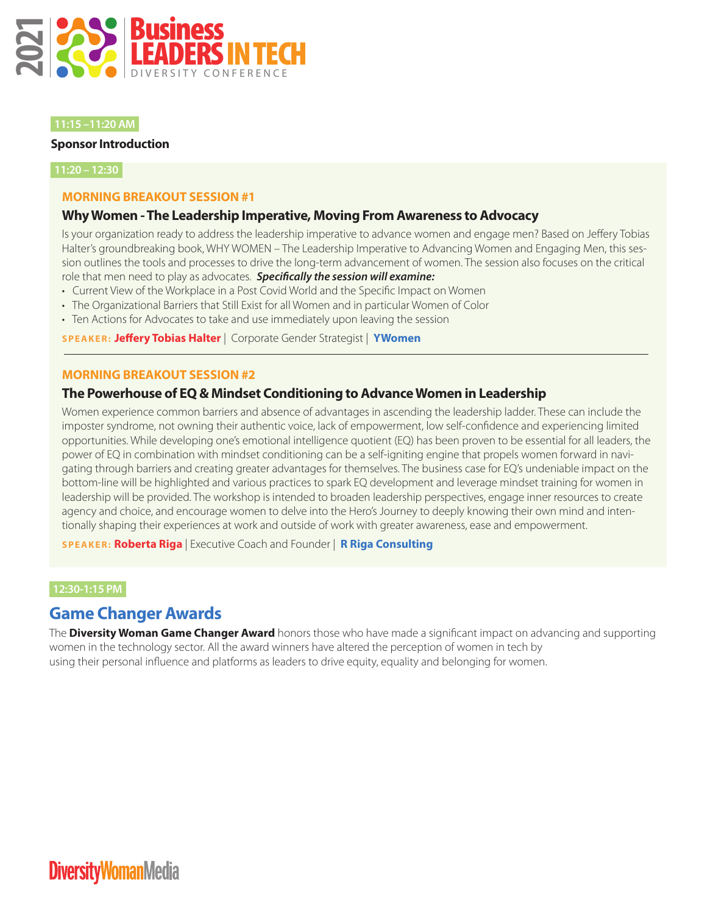**11:15 –11:20 AM**

**Sponsor Introduction**

**11:20 – 12:30**

### MORNING BREAKOUT SESSION #1

### Why Women - The Leadership Imperative, Moving From Awareness to Advocacy

Is your organization ready to address the leadership imperative to advance women and engage men? Based on Jeffery Tobias Halter's groundbreaking book, WHY WOMEN – The Leadership Imperative to Advancing Women and Engaging Men, this session outlines the tools and processes to drive the long-term advancement of women. The session also focuses on the critical role that men need to play as advocates. ***Specifically the session will examine:***

- Current View of the Workplace in a Post Covid World and the Specific Impact on Women
- The Organizational Barriers that Still Exist for all Women and in particular Women of Color
- Ten Actions for Advocates to take and use immediately upon leaving the session

**SPEAKER: Jeffery Tobias Halter** | Corporate Gender Strategist | **YWomen**

---

### MORNING BREAKOUT SESSION #2

### The Powerhouse of EQ & Mindset Conditioning to Advance Women in Leadership

Women experience common barriers and absence of advantages in ascending the leadership ladder. These can include the imposter syndrome, not owning their authentic voice, lack of empowerment, low self-confidence and experiencing limited opportunities. While developing one's emotional intelligence quotient (EQ) has been proven to be essential for all leaders, the power of EQ in combination with mindset conditioning can be a self-igniting engine that propels women forward in navigating through barriers and creating greater advantages for themselves. The business case for EQ's undeniable impact on the bottom-line will be highlighted and various practices to spark EQ development and leverage mindset training for women in leadership will be provided. The workshop is intended to broaden leadership perspectives, engage inner resources to create agency and choice, and encourage women to delve into the Hero's Journey to deeply knowing their own mind and intentionally shaping their experiences at work and outside of work with greater awareness, ease and empowerment.

**SPEAKER: Roberta Riga** | Executive Coach and Founder | **R Riga Consulting**

**12:30-1:15 PM**

## Game Changer Awards

The **Diversity Woman Game Changer Award** honors those who have made a significant impact on advancing and supporting women in the technology sector. All the award winners have altered the perception of women in tech by using their personal influence and platforms as leaders to drive equity, equality and belonging for women.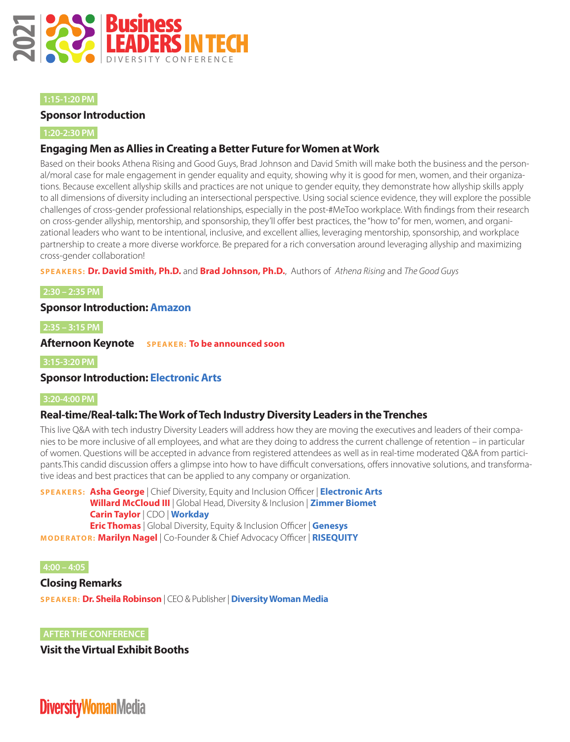**1:15-1:20 PM**

### Sponsor Introduction

**1:20-2:30 PM**

### Engaging Men as Allies in Creating a Better Future for Women at Work

Based on their books Athena Rising and Good Guys, Brad Johnson and David Smith will make both the business and the personal/moral case for male engagement in gender equality and equity, showing why it is good for men, women, and their organizations. Because excellent allyship skills and practices are not unique to gender equity, they demonstrate how allyship skills apply to all dimensions of diversity including an intersectional perspective. Using social science evidence, they will explore the possible challenges of cross-gender professional relationships, especially in the post-#MeToo workplace. With findings from their research on cross-gender allyship, mentorship, and sponsorship, they'll offer best practices, the "how to" for men, women, and organizational leaders who want to be intentional, inclusive, and excellent allies, leveraging mentorship, sponsorship, and workplace partnership to create a more diverse workforce. Be prepared for a rich conversation around leveraging allyship and maximizing cross-gender collaboration!

**SPEAKERS:** **Dr. David Smith, Ph.D.** and **Brad Johnson, Ph.D.**, Authors of *Athena Rising* and *The Good Guys*

**2:30 – 2:35 PM**

### Sponsor Introduction: Amazon

**2:35 – 3:15 PM**

### Afternoon Keynote

**SPEAKER:** **To be announced soon**

**3:15-3:20 PM**

### Sponsor Introduction: Electronic Arts

**3:20-4:00 PM**

### Real-time/Real-talk: The Work of Tech Industry Diversity Leaders in the Trenches

This live Q&A with tech industry Diversity Leaders will address how they are moving the executives and leaders of their companies to be more inclusive of all employees, and what are they doing to address the current challenge of retention – in particular of women. Questions will be accepted in advance from registered attendees as well as in real-time moderated Q&A from participants.This candid discussion offers a glimpse into how to have difficult conversations, offers innovative solutions, and transformative ideas and best practices that can be applied to any company or organization.

**SPEAKERS:**
- **Asha George** | Chief Diversity, Equity and Inclusion Officer | **Electronic Arts**
- **Willard McCloud III** | Global Head, Diversity & Inclusion | **Zimmer Biomet**
- **Carin Taylor** | CDO | **Workday**
- **Eric Thomas** | Global Diversity, Equity & Inclusion Officer | **Genesys**

**MODERATOR:** **Marilyn Nagel** | Co-Founder & Chief Advocacy Officer | **RISEQUITY**

**4:00 – 4:05**

### Closing Remarks

**SPEAKER:** **Dr. Sheila Robinson** | CEO & Publisher | **Diversity Woman Media**

**AFTER THE CONFERENCE**

### Visit the Virtual Exhibit Booths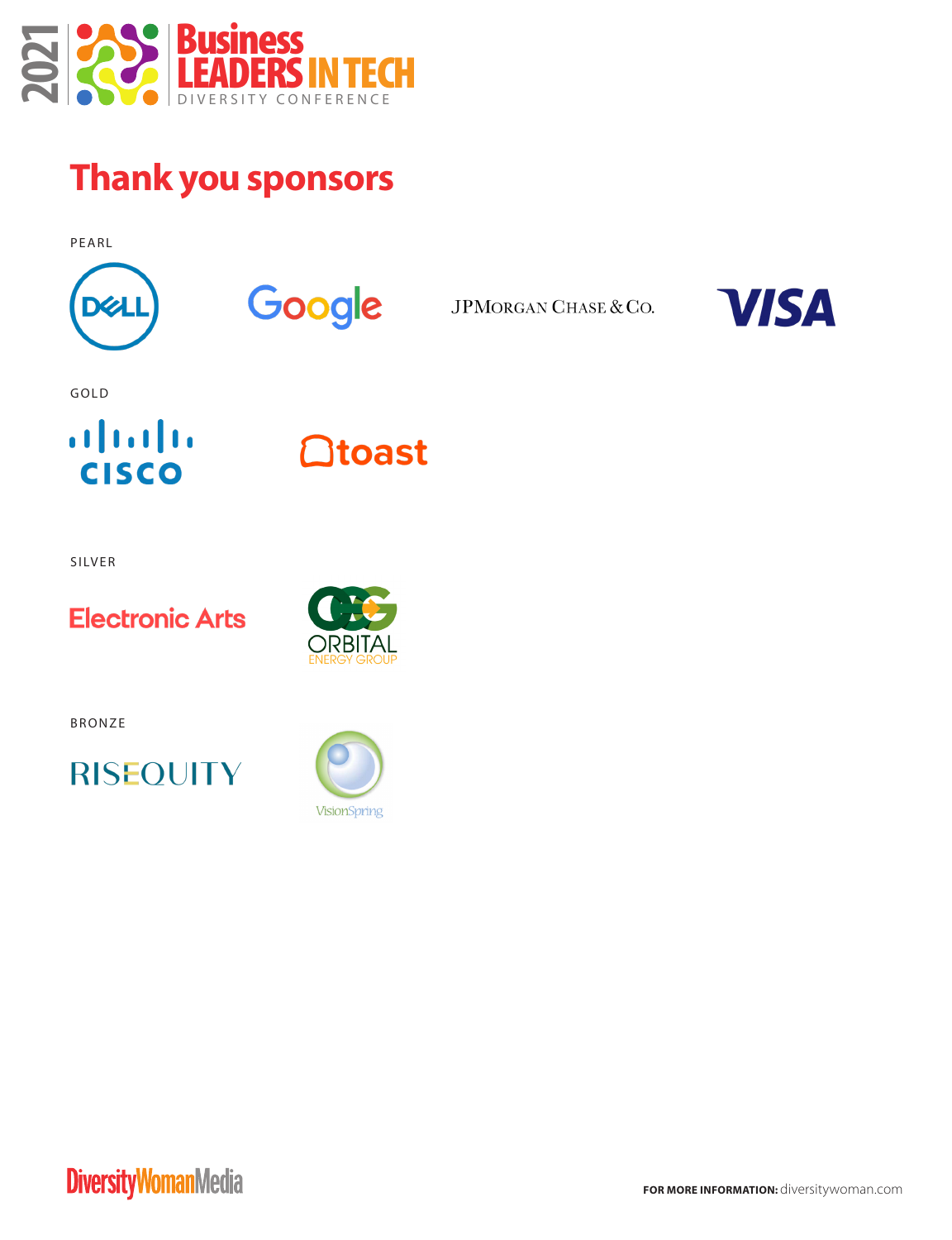# Thank you sponsors

PEARL

DELL

Google

JPMORGAN CHASE & CO.

VISA

GOLD

CISCO

toast

SILVER

Electronic Arts

ORBITAL ENERGY GROUP

BRONZE

RISEQUITY

VisionSpring

DiversityWomanMedia

**FOR MORE INFORMATION:** diversitywoman.com